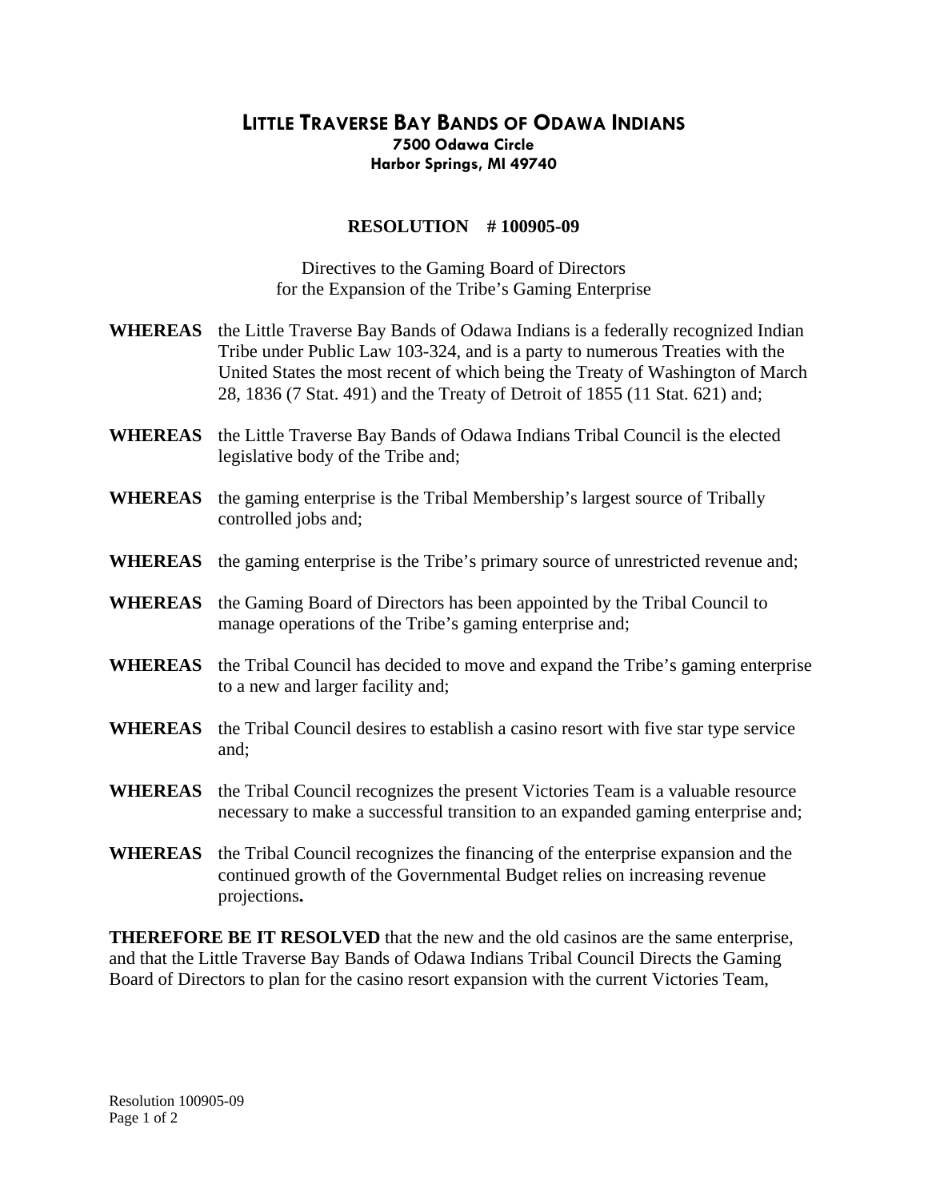# LITTLE TRAVERSE BAY BANDS OF ODAWA INDIANS

**7500 Odawa Circle**
**Harbor Springs, MI 49740**

## RESOLUTION # 100905-09

Directives to the Gaming Board of Directors
for the Expansion of the Tribe's Gaming Enterprise

**WHEREAS** the Little Traverse Bay Bands of Odawa Indians is a federally recognized Indian Tribe under Public Law 103-324, and is a party to numerous Treaties with the United States the most recent of which being the Treaty of Washington of March 28, 1836 (7 Stat. 491) and the Treaty of Detroit of 1855 (11 Stat. 621) and;

**WHEREAS** the Little Traverse Bay Bands of Odawa Indians Tribal Council is the elected legislative body of the Tribe and;

**WHEREAS** the gaming enterprise is the Tribal Membership's largest source of Tribally controlled jobs and;

**WHEREAS** the gaming enterprise is the Tribe's primary source of unrestricted revenue and;

**WHEREAS** the Gaming Board of Directors has been appointed by the Tribal Council to manage operations of the Tribe's gaming enterprise and;

**WHEREAS** the Tribal Council has decided to move and expand the Tribe's gaming enterprise to a new and larger facility and;

**WHEREAS** the Tribal Council desires to establish a casino resort with five star type service and;

**WHEREAS** the Tribal Council recognizes the present Victories Team is a valuable resource necessary to make a successful transition to an expanded gaming enterprise and;

**WHEREAS** the Tribal Council recognizes the financing of the enterprise expansion and the continued growth of the Governmental Budget relies on increasing revenue projections**.**

**THEREFORE BE IT RESOLVED** that the new and the old casinos are the same enterprise, and that the Little Traverse Bay Bands of Odawa Indians Tribal Council Directs the Gaming Board of Directors to plan for the casino resort expansion with the current Victories Team,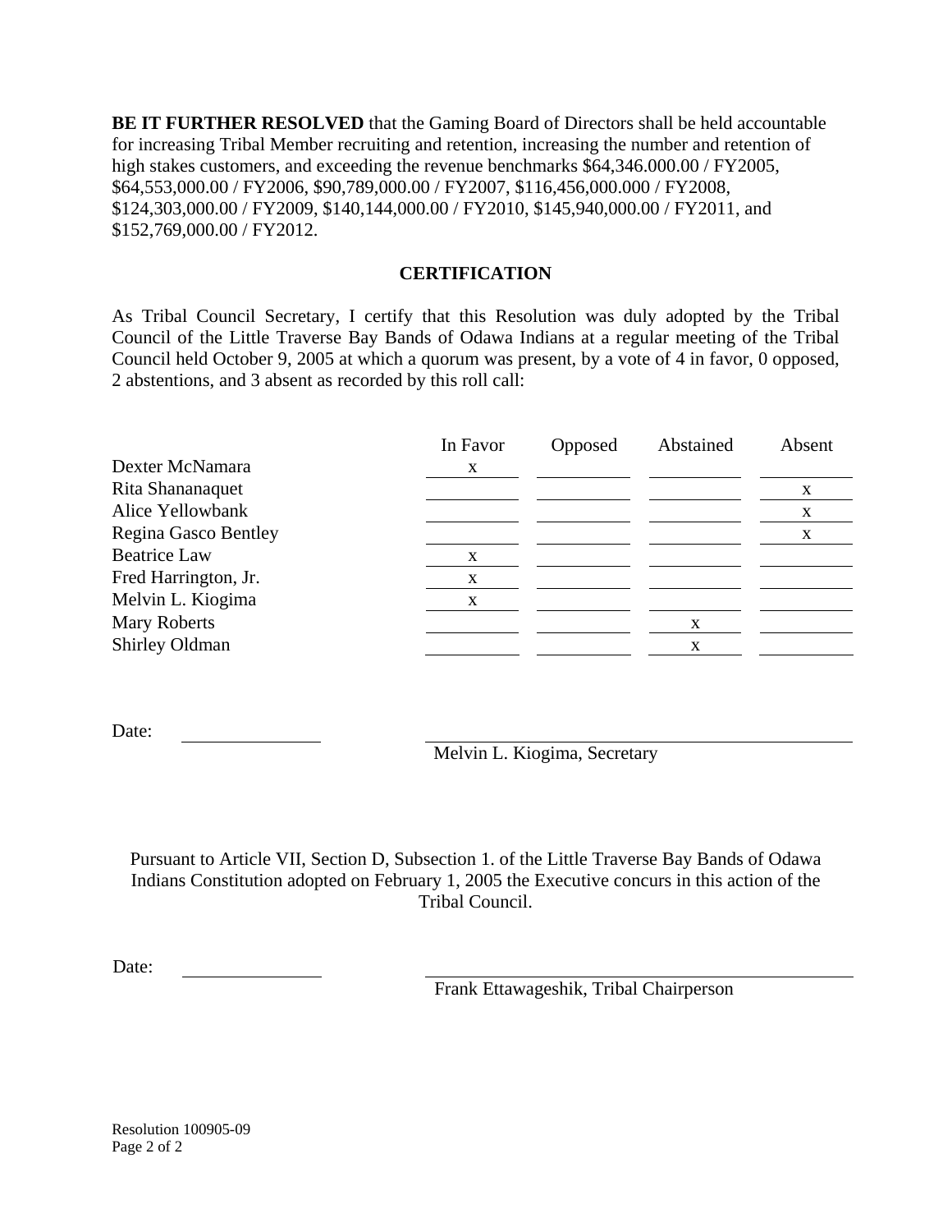**BE IT FURTHER RESOLVED** that the Gaming Board of Directors shall be held accountable for increasing Tribal Member recruiting and retention, increasing the number and retention of high stakes customers, and exceeding the revenue benchmarks $64,346.000.00 / FY2005, $64,553,000.00 / FY2006, $90,789,000.00 / FY2007, $116,456,000.000 / FY2008, $124,303,000.00 / FY2009, $140,144,000.00 / FY2010, $145,940,000.00 / FY2011, and $152,769,000.00 / FY2012.

## CERTIFICATION

As Tribal Council Secretary, I certify that this Resolution was duly adopted by the Tribal Council of the Little Traverse Bay Bands of Odawa Indians at a regular meeting of the Tribal Council held October 9, 2005 at which a quorum was present, by a vote of 4 in favor, 0 opposed, 2 abstentions, and 3 absent as recorded by this roll call:

| | In Favor | Opposed | Abstained | Absent |
|---|---|---|---|---|
| Dexter McNamara | x | | | |
| Rita Shananaquet | | | | x |
| Alice Yellowbank | | | | x |
| Regina Gasco Bentley | | | | x |
| Beatrice Law | x | | | |
| Fred Harrington, Jr. | x | | | |
| Melvin L. Kiogima | x | | | |
| Mary Roberts | | | x | |
| Shirley Oldman | | | x | |

Date: ______________

Melvin L. Kiogima, Secretary

Pursuant to Article VII, Section D, Subsection 1. of the Little Traverse Bay Bands of Odawa Indians Constitution adopted on February 1, 2005 the Executive concurs in this action of the Tribal Council.

Date: ______________

Frank Ettawageshik, Tribal Chairperson

Resolution 100905-09